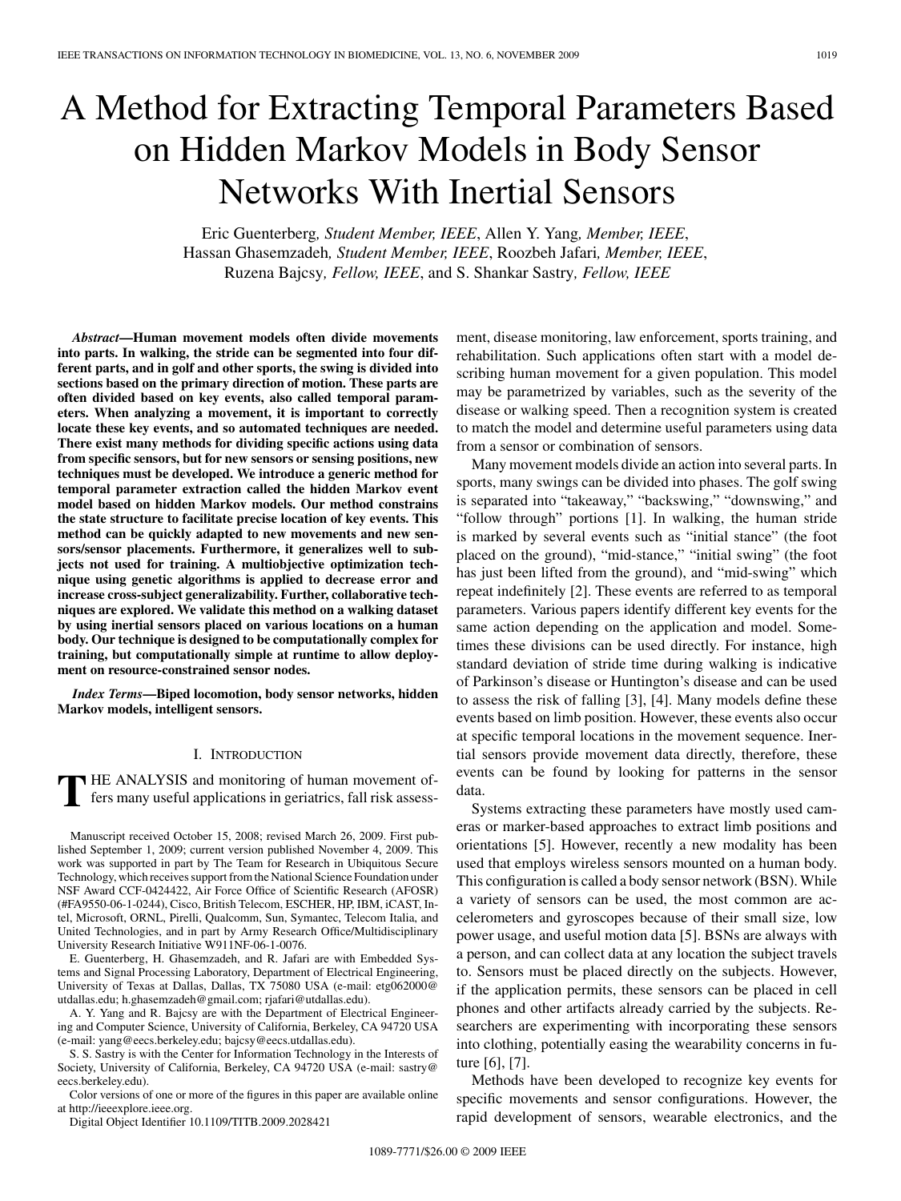# A Method for Extracting Temporal Parameters Based on Hidden Markov Models in Body Sensor Networks With Inertial Sensors

Eric Guenterberg, *Student Member, IEEE*, Allen Y. Yang, *Member, IEEE*, Hassan Ghasemzadeh, *Student Member, IEEE*, Roozbeh Jafari, *Member, IEEE*, Ruzena Bajcsy, *Fellow, IEEE*, and S. Shankar Sastry, *Fellow, IEEE*

***Abstract*—Human movement models often divide movements into parts. In walking, the stride can be segmented into four different parts, and in golf and other sports, the swing is divided into sections based on the primary direction of motion. These parts are often divided based on key events, also called temporal parameters. When analyzing a movement, it is important to correctly locate these key events, and so automated techniques are needed. There exist many methods for dividing specific actions using data from specific sensors, but for new sensors or sensing positions, new techniques must be developed. We introduce a generic method for temporal parameter extraction called the hidden Markov event model based on hidden Markov models. Our method constrains the state structure to facilitate precise location of key events. This method can be quickly adapted to new movements and new sensors/sensor placements. Furthermore, it generalizes well to subjects not used for training. A multiobjective optimization technique using genetic algorithms is applied to decrease error and increase cross-subject generalizability. Further, collaborative techniques are explored. We validate this method on a walking dataset by using inertial sensors placed on various locations on a human body. Our technique is designed to be computationally complex for training, but computationally simple at runtime to allow deployment on resource-constrained sensor nodes.**

***Index Terms*—Biped locomotion, body sensor networks, hidden Markov models, intelligent sensors.**

## I. Introduction

The analysis and monitoring of human movement offers many useful applications in geriatrics, fall risk assessment, disease monitoring, law enforcement, sports training, and rehabilitation. Such applications often start with a model describing human movement for a given population. This model may be parametrized by variables, such as the severity of the disease or walking speed. Then a recognition system is created to match the model and determine useful parameters using data from a sensor or combination of sensors.

Many movement models divide an action into several parts. In sports, many swings can be divided into phases. The golf swing is separated into "takeaway," "backswing," "downswing," and "follow through" portions [1]. In walking, the human stride is marked by several events such as "initial stance" (the foot placed on the ground), "mid-stance," "initial swing" (the foot has just been lifted from the ground), and "mid-swing" which repeat indefinitely [2]. These events are referred to as temporal parameters. Various papers identify different key events for the same action depending on the application and model. Sometimes these divisions can be used directly. For instance, high standard deviation of stride time during walking is indicative of Parkinson's disease or Huntington's disease and can be used to assess the risk of falling [3], [4]. Many models define these events based on limb position. However, these events also occur at specific temporal locations in the movement sequence. Inertial sensors provide movement data directly, therefore, these events can be found by looking for patterns in the sensor data.

Systems extracting these parameters have mostly used cameras or marker-based approaches to extract limb positions and orientations [5]. However, recently a new modality has been used that employs wireless sensors mounted on a human body. This configuration is called a body sensor network (BSN). While a variety of sensors can be used, the most common are accelerometers and gyroscopes because of their small size, low power usage, and useful motion data [5]. BSNs are always with a person, and can collect data at any location the subject travels to. Sensors must be placed directly on the subjects. However, if the application permits, these sensors can be placed in cell phones and other artifacts already carried by the subjects. Researchers are experimenting with incorporating these sensors into clothing, potentially easing the wearability concerns in future [6], [7].

Methods have been developed to recognize key events for specific movements and sensor configurations. However, the rapid development of sensors, wearable electronics, and the

Manuscript received October 15, 2008; revised March 26, 2009. First published September 1, 2009; current version published November 4, 2009. This work was supported in part by The Team for Research in Ubiquitous Secure Technology, which receives support from the National Science Foundation under NSF Award CCF-0424422, Air Force Office of Scientific Research (AFOSR) (#FA9550-06-1-0244), Cisco, British Telecom, ESCHER, HP, IBM, iCAST, Intel, Microsoft, ORNL, Pirelli, Qualcomm, Sun, Symantec, Telecom Italia, and United Technologies, and in part by Army Research Office/Multidisciplinary University Research Initiative W911NF-06-1-0076.

E. Guenterberg, H. Ghasemzadeh, and R. Jafari are with Embedded Systems and Signal Processing Laboratory, Department of Electrical Engineering, University of Texas at Dallas, Dallas, TX 75080 USA (e-mail: etg062000@utdallas.edu; h.ghasemzadeh@gmail.com; rjafari@utdallas.edu).

A. Y. Yang and R. Bajcsy are with the Department of Electrical Engineering and Computer Science, University of California, Berkeley, CA 94720 USA (e-mail: yang@eecs.berkeley.edu; bajcsy@eecs.utdallas.edu).

S. S. Sastry is with the Center for Information Technology in the Interests of Society, University of California, Berkeley, CA 94720 USA (e-mail: sastry@eecs.berkeley.edu).

Color versions of one or more of the figures in this paper are available online at http://ieeexplore.ieee.org.

Digital Object Identifier 10.1109/TITB.2009.2028421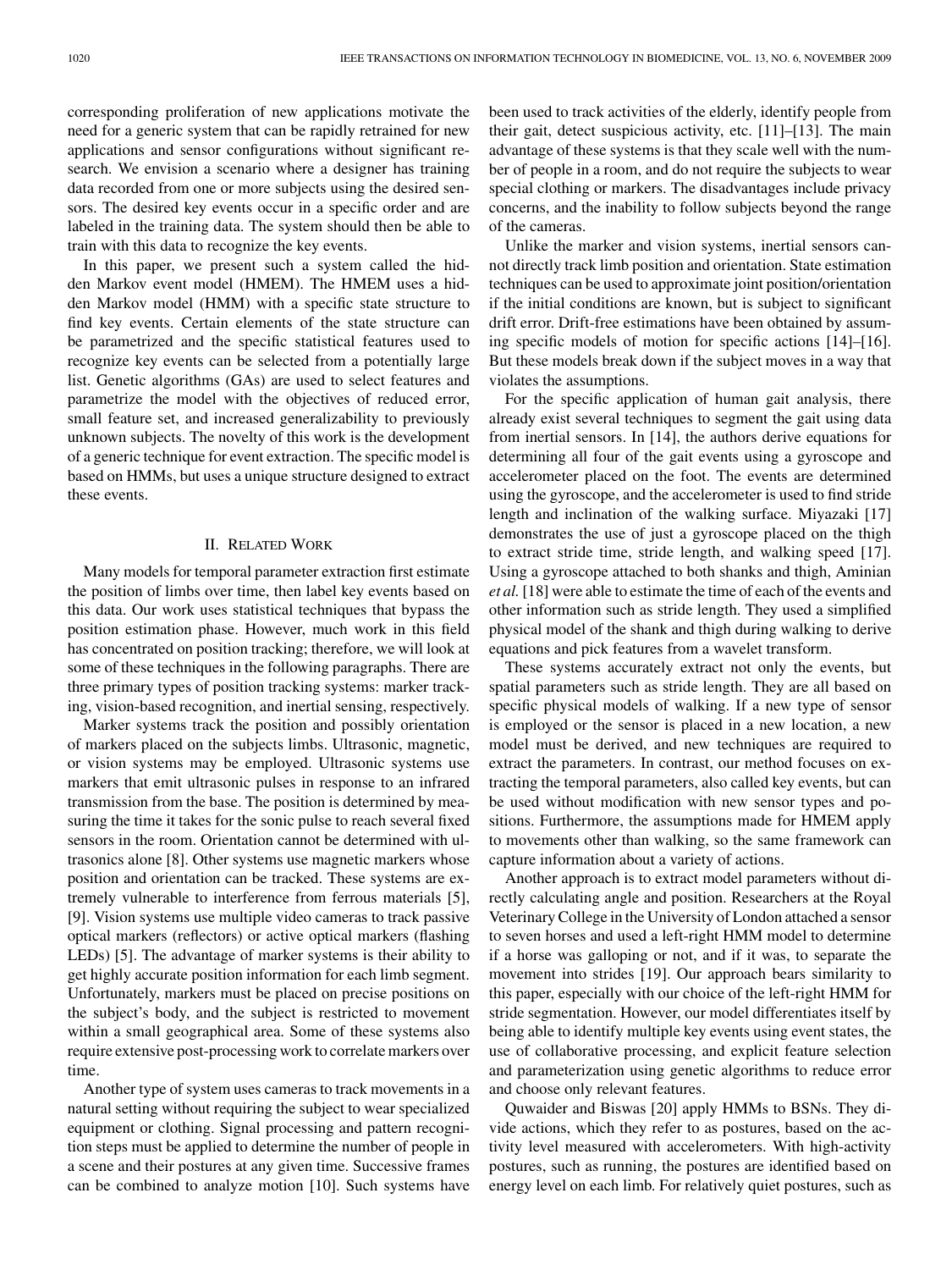corresponding proliferation of new applications motivate the need for a generic system that can be rapidly retrained for new applications and sensor configurations without significant research. We envision a scenario where a designer has training data recorded from one or more subjects using the desired sensors. The desired key events occur in a specific order and are labeled in the training data. The system should then be able to train with this data to recognize the key events.

In this paper, we present such a system called the hidden Markov event model (HMEM). The HMEM uses a hidden Markov model (HMM) with a specific state structure to find key events. Certain elements of the state structure can be parametrized and the specific statistical features used to recognize key events can be selected from a potentially large list. Genetic algorithms (GAs) are used to select features and parametrize the model with the objectives of reduced error, small feature set, and increased generalizability to previously unknown subjects. The novelty of this work is the development of a generic technique for event extraction. The specific model is based on HMMs, but uses a unique structure designed to extract these events.

## II. Related Work

Many models for temporal parameter extraction first estimate the position of limbs over time, then label key events based on this data. Our work uses statistical techniques that bypass the position estimation phase. However, much work in this field has concentrated on position tracking; therefore, we will look at some of these techniques in the following paragraphs. There are three primary types of position tracking systems: marker tracking, vision-based recognition, and inertial sensing, respectively.

Marker systems track the position and possibly orientation of markers placed on the subjects limbs. Ultrasonic, magnetic, or vision systems may be employed. Ultrasonic systems use markers that emit ultrasonic pulses in response to an infrared transmission from the base. The position is determined by measuring the time it takes for the sonic pulse to reach several fixed sensors in the room. Orientation cannot be determined with ultrasonics alone [8]. Other systems use magnetic markers whose position and orientation can be tracked. These systems are extremely vulnerable to interference from ferrous materials [5], [9]. Vision systems use multiple video cameras to track passive optical markers (reflectors) or active optical markers (flashing LEDs) [5]. The advantage of marker systems is their ability to get highly accurate position information for each limb segment. Unfortunately, markers must be placed on precise positions on the subject's body, and the subject is restricted to movement within a small geographical area. Some of these systems also require extensive post-processing work to correlate markers over time.

Another type of system uses cameras to track movements in a natural setting without requiring the subject to wear specialized equipment or clothing. Signal processing and pattern recognition steps must be applied to determine the number of people in a scene and their postures at any given time. Successive frames can be combined to analyze motion [10]. Such systems have been used to track activities of the elderly, identify people from their gait, detect suspicious activity, etc. [11]–[13]. The main advantage of these systems is that they scale well with the number of people in a room, and do not require the subjects to wear special clothing or markers. The disadvantages include privacy concerns, and the inability to follow subjects beyond the range of the cameras.

Unlike the marker and vision systems, inertial sensors cannot directly track limb position and orientation. State estimation techniques can be used to approximate joint position/orientation if the initial conditions are known, but is subject to significant drift error. Drift-free estimations have been obtained by assuming specific models of motion for specific actions [14]–[16]. But these models break down if the subject moves in a way that violates the assumptions.

For the specific application of human gait analysis, there already exist several techniques to segment the gait using data from inertial sensors. In [14], the authors derive equations for determining all four of the gait events using a gyroscope and accelerometer placed on the foot. The events are determined using the gyroscope, and the accelerometer is used to find stride length and inclination of the walking surface. Miyazaki [17] demonstrates the use of just a gyroscope placed on the thigh to extract stride time, stride length, and walking speed [17]. Using a gyroscope attached to both shanks and thigh, Aminian *et al.* [18] were able to estimate the time of each of the events and other information such as stride length. They used a simplified physical model of the shank and thigh during walking to derive equations and pick features from a wavelet transform.

These systems accurately extract not only the events, but spatial parameters such as stride length. They are all based on specific physical models of walking. If a new type of sensor is employed or the sensor is placed in a new location, a new model must be derived, and new techniques are required to extract the parameters. In contrast, our method focuses on extracting the temporal parameters, also called key events, but can be used without modification with new sensor types and positions. Furthermore, the assumptions made for HMEM apply to movements other than walking, so the same framework can capture information about a variety of actions.

Another approach is to extract model parameters without directly calculating angle and position. Researchers at the Royal Veterinary College in the University of London attached a sensor to seven horses and used a left-right HMM model to determine if a horse was galloping or not, and if it was, to separate the movement into strides [19]. Our approach bears similarity to this paper, especially with our choice of the left-right HMM for stride segmentation. However, our model differentiates itself by being able to identify multiple key events using event states, the use of collaborative processing, and explicit feature selection and parameterization using genetic algorithms to reduce error and choose only relevant features.

Quwaider and Biswas [20] apply HMMs to BSNs. They divide actions, which they refer to as postures, based on the activity level measured with accelerometers. With high-activity postures, such as running, the postures are identified based on energy level on each limb. For relatively quiet postures, such as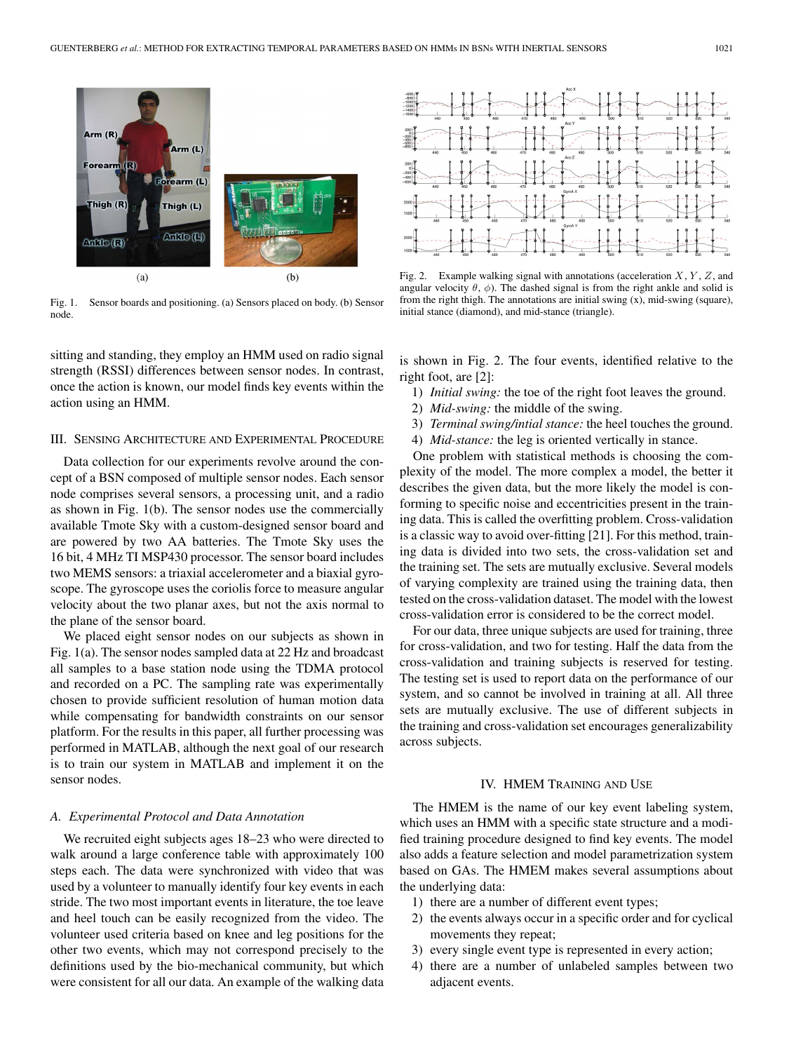Arm (R)
Arm (L)
Forearm (R)
Forearm (L)
Thigh (R)
Thigh (L)
Ankle (R)
Ankle (L)

(a)

(b)

Fig. 1. Sensor boards and positioning. (a) Sensors placed on body. (b) Sensor node.

Fig. 2. Example walking signal with annotations (acceleration $X$, $Y$, $Z$, and angular velocity $\theta$, $\phi$). The dashed signal is from the right ankle and solid is from the right thigh. The annotations are initial swing (x), mid-swing (square), initial stance (diamond), and mid-stance (triangle).

sitting and standing, they employ an HMM used on radio signal strength (RSSI) differences between sensor nodes. In contrast, once the action is known, our model finds key events within the action using an HMM.

## III. Sensing Architecture and Experimental Procedure

Data collection for our experiments revolve around the concept of a BSN composed of multiple sensor nodes. Each sensor node comprises several sensors, a processing unit, and a radio as shown in Fig. 1(b). The sensor nodes use the commercially available Tmote Sky with a custom-designed sensor board and are powered by two AA batteries. The Tmote Sky uses the 16 bit, 4 MHz TI MSP430 processor. The sensor board includes two MEMS sensors: a triaxial accelerometer and a biaxial gyroscope. The gyroscope uses the coriolis force to measure angular velocity about the two planar axes, but not the axis normal to the plane of the sensor board.

We placed eight sensor nodes on our subjects as shown in Fig. 1(a). The sensor nodes sampled data at 22 Hz and broadcast all samples to a base station node using the TDMA protocol and recorded on a PC. The sampling rate was experimentally chosen to provide sufficient resolution of human motion data while compensating for bandwidth constraints on our sensor platform. For the results in this paper, all further processing was performed in MATLAB, although the next goal of our research is to train our system in MATLAB and implement it on the sensor nodes.

### A. Experimental Protocol and Data Annotation

We recruited eight subjects ages 18–23 who were directed to walk around a large conference table with approximately 100 steps each. The data were synchronized with video that was used by a volunteer to manually identify four key events in each stride. The two most important events in literature, the toe leave and heel touch can be easily recognized from the video. The volunteer used criteria based on knee and leg positions for the other two events, which may not correspond precisely to the definitions used by the bio-mechanical community, but which were consistent for all our data. An example of the walking data is shown in Fig. 2. The four events, identified relative to the right foot, are [2]:

1) *Initial swing:* the toe of the right foot leaves the ground.
2) *Mid-swing:* the middle of the swing.
3) *Terminal swing/intial stance:* the heel touches the ground.
4) *Mid-stance:* the leg is oriented vertically in stance.

One problem with statistical methods is choosing the complexity of the model. The more complex a model, the better it describes the given data, but the more likely the model is conforming to specific noise and eccentricities present in the training data. This is called the overfitting problem. Cross-validation is a classic way to avoid over-fitting [21]. For this method, training data is divided into two sets, the cross-validation set and the training set. The sets are mutually exclusive. Several models of varying complexity are trained using the training data, then tested on the cross-validation dataset. The model with the lowest cross-validation error is considered to be the correct model.

For our data, three unique subjects are used for training, three for cross-validation, and two for testing. Half the data from the cross-validation and training subjects is reserved for testing. The testing set is used to report data on the performance of our system, and so cannot be involved in training at all. All three sets are mutually exclusive. The use of different subjects in the training and cross-validation set encourages generalizability across subjects.

## IV. HMEM Training and Use

The HMEM is the name of our key event labeling system, which uses an HMM with a specific state structure and a modified training procedure designed to find key events. The model also adds a feature selection and model parametrization system based on GAs. The HMEM makes several assumptions about the underlying data:

1) there are a number of different event types;
2) the events always occur in a specific order and for cyclical movements they repeat;
3) every single event type is represented in every action;
4) there are a number of unlabeled samples between two adjacent events.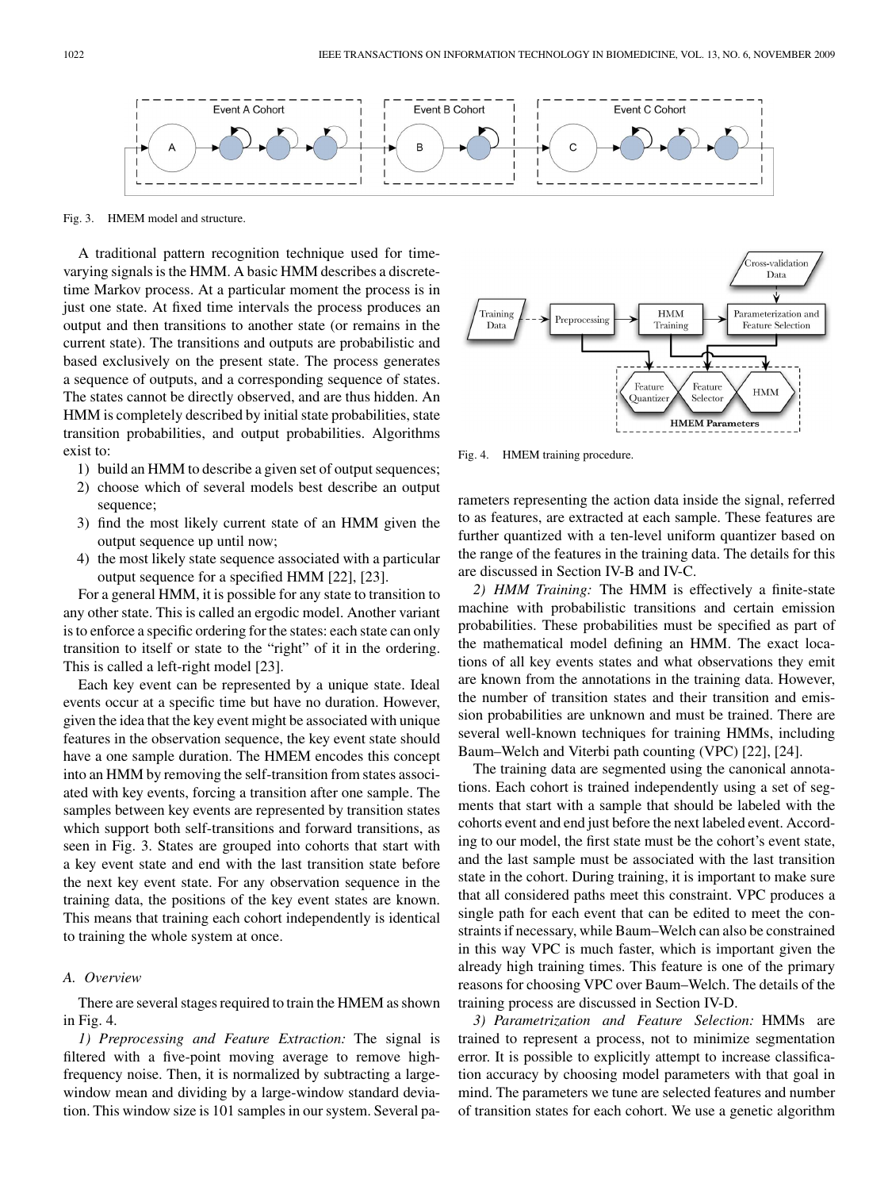Fig. 3. HMEM model and structure.

A traditional pattern recognition technique used for time-varying signals is the HMM. A basic HMM describes a discrete-time Markov process. At a particular moment the process is in just one state. At fixed time intervals the process produces an output and then transitions to another state (or remains in the current state). The transitions and outputs are probabilistic and based exclusively on the present state. The process generates a sequence of outputs, and a corresponding sequence of states. The states cannot be directly observed, and are thus hidden. An HMM is completely described by initial state probabilities, state transition probabilities, and output probabilities. Algorithms exist to:

1) build an HMM to describe a given set of output sequences;
2) choose which of several models best describe an output sequence;
3) find the most likely current state of an HMM given the output sequence up until now;
4) the most likely state sequence associated with a particular output sequence for a specified HMM [22], [23].

For a general HMM, it is possible for any state to transition to any other state. This is called an ergodic model. Another variant is to enforce a specific ordering for the states: each state can only transition to itself or state to the "right" of it in the ordering. This is called a left-right model [23].

Each key event can be represented by a unique state. Ideal events occur at a specific time but have no duration. However, given the idea that the key event might be associated with unique features in the observation sequence, the key event state should have a one sample duration. The HMEM encodes this concept into an HMM by removing the self-transition from states associated with key events, forcing a transition after one sample. The samples between key events are represented by transition states which support both self-transitions and forward transitions, as seen in Fig. 3. States are grouped into cohorts that start with a key event state and end with the last transition state before the next key event state. For any observation sequence in the training data, the positions of the key event states are known. This means that training each cohort independently is identical to training the whole system at once.

### A. Overview

There are several stages required to train the HMEM as shown in Fig. 4.

*1) Preprocessing and Feature Extraction:* The signal is filtered with a five-point moving average to remove high-frequency noise. Then, it is normalized by subtracting a large-window mean and dividing by a large-window standard deviation. This window size is 101 samples in our system. Several parameters representing the action data inside the signal, referred to as features, are extracted at each sample. These features are further quantized with a ten-level uniform quantizer based on the range of the features in the training data. The details for this are discussed in Section IV-B and IV-C.

Fig. 4. HMEM training procedure.

*2) HMM Training:* The HMM is effectively a finite-state machine with probabilistic transitions and certain emission probabilities. These probabilities must be specified as part of the mathematical model defining an HMM. The exact locations of all key events states and what observations they emit are known from the annotations in the training data. However, the number of transition states and their transition and emission probabilities are unknown and must be trained. There are several well-known techniques for training HMMs, including Baum–Welch and Viterbi path counting (VPC) [22], [24].

The training data are segmented using the canonical annotations. Each cohort is trained independently using a set of segments that start with a sample that should be labeled with the cohorts event and end just before the next labeled event. According to our model, the first state must be the cohort's event state, and the last sample must be associated with the last transition state in the cohort. During training, it is important to make sure that all considered paths meet this constraint. VPC produces a single path for each event that can be edited to meet the constraints if necessary, while Baum–Welch can also be constrained in this way VPC is much faster, which is important given the already high training times. This feature is one of the primary reasons for choosing VPC over Baum–Welch. The details of the training process are discussed in Section IV-D.

*3) Parametrization and Feature Selection:* HMMs are trained to represent a process, not to minimize segmentation error. It is possible to explicitly attempt to increase classification accuracy by choosing model parameters with that goal in mind. The parameters we tune are selected features and number of transition states for each cohort. We use a genetic algorithm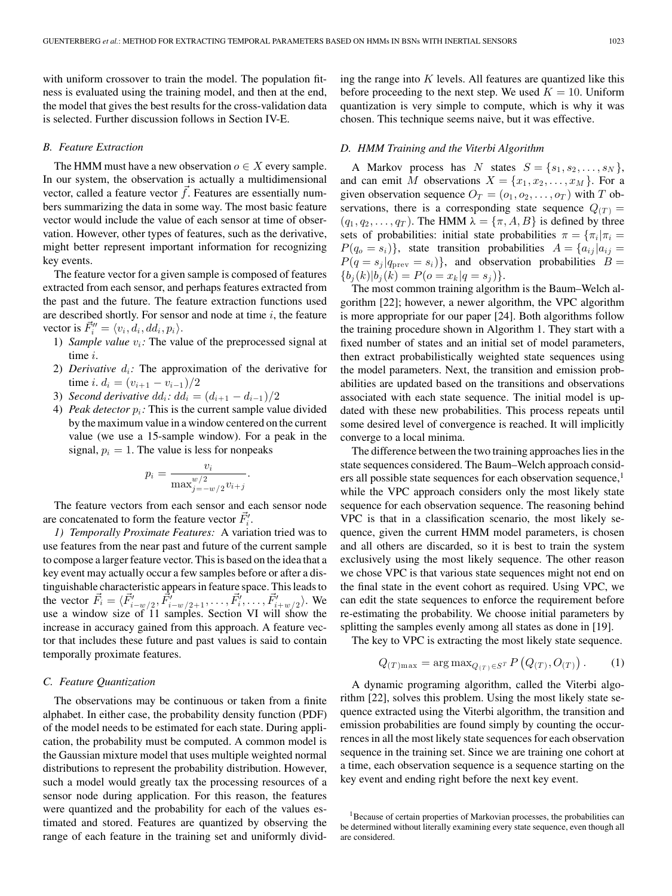with uniform crossover to train the model. The population fitness is evaluated using the training model, and then at the end, the model that gives the best results for the cross-validation data is selected. Further discussion follows in Section IV-E.

### *B. Feature Extraction*

The HMM must have a new observation $o \in X$ every sample. In our system, the observation is actually a multidimensional vector, called a feature vector $\vec{f}$. Features are essentially numbers summarizing the data in some way. The most basic feature vector would include the value of each sensor at time of observation. However, other types of features, such as the derivative, might better represent important information for recognizing key events.

The feature vector for a given sample is composed of features extracted from each sensor, and perhaps features extracted from the past and the future. The feature extraction functions used are described shortly. For sensor and node at time $i$, the feature vector is $\vec{F}_i'' = \langle v_i, d_i, dd_i, p_i \rangle$.

1) *Sample value* $v_i$*:* The value of the preprocessed signal at time $i$.
2) *Derivative* $d_i$*:* The approximation of the derivative for time $i$. $d_i = (v_{i+1} - v_{i-1})/2$
3) *Second derivative* $dd_i$*:* $dd_i = (d_{i+1} - d_{i-1})/2$
4) *Peak detector* $p_i$*:* This is the current sample value divided by the maximum value in a window centered on the current value (we use a 15-sample window). For a peak in the signal, $p_i = 1$. The value is less for nonpeaks

$$p_i = \frac{v_i}{\max_{j=-w/2}^{w/2} v_{i+j}}.$$

The feature vectors from each sensor and each sensor node are concatenated to form the feature vector $\vec{F}_i'$.

*1) Temporally Proximate Features:* A variation tried was to use features from the near past and future of the current sample to compose a larger feature vector. This is based on the idea that a key event may actually occur a few samples before or after a distinguishable characteristic appears in feature space. This leads to the vector $\vec{F}_i = \langle \vec{F}'_{i-w/2}, \vec{F}'_{i-w/2+1}, \ldots, \vec{F}'_i, \ldots, \vec{F}'_{i+w/2} \rangle$. We use a window size of 11 samples. Section VI will show the increase in accuracy gained from this approach. A feature vector that includes these future and past values is said to contain temporally proximate features.

### *C. Feature Quantization*

The observations may be continuous or taken from a finite alphabet. In either case, the probability density function (PDF) of the model needs to be estimated for each state. During application, the probability must be computed. A common model is the Gaussian mixture model that uses multiple weighted normal distributions to represent the probability distribution. However, such a model would greatly tax the processing resources of a sensor node during application. For this reason, the features were quantized and the probability for each of the values estimated and stored. Features are quantized by observing the range of each feature in the training set and uniformly dividing the range into $K$ levels. All features are quantized like this before proceeding to the next step. We used $K = 10$. Uniform quantization is very simple to compute, which is why it was chosen. This technique seems naive, but it was effective.

### *D. HMM Training and the Viterbi Algorithm*

A Markov process has $N$ states $S = \{s_1, s_2, \ldots, s_N\}$, and can emit $M$ observations $X = \{x_1, x_2, \ldots, x_M\}$. For a given observation sequence $O_T = (o_1, o_2, \ldots, o_T)$ with $T$ observations, there is a corresponding state sequence $Q_{(T)} = (q_1, q_2, \ldots, q_T)$. The HMM $\lambda = \{\pi, A, B\}$ is defined by three sets of probabilities: initial state probabilities $\pi = \{\pi_i | \pi_i = P(q_o = s_i)\}$, state transition probabilities $A = \{a_{ij} | a_{ij} = P(q = s_j | q_{\text{prev}} = s_i)\}$, and observation probabilities $B = \{b_j(k) | b_j(k) = P(o = x_k | q = s_j)\}$.

The most common training algorithm is the Baum–Welch algorithm [22]; however, a newer algorithm, the VPC algorithm is more appropriate for our paper [24]. Both algorithms follow the training procedure shown in Algorithm 1. They start with a fixed number of states and an initial set of model parameters, then extract probabilistically weighted state sequences using the model parameters. Next, the transition and emission probabilities are updated based on the transitions and observations associated with each state sequence. The initial model is updated with these new probabilities. This process repeats until some desired level of convergence is reached. It will implicitly converge to a local minima.

The difference between the two training approaches lies in the state sequences considered. The Baum–Welch approach considers all possible state sequences for each observation sequence,[1] while the VPC approach considers only the most likely state sequence for each observation sequence. The reasoning behind VPC is that in a classification scenario, the most likely sequence, given the current HMM model parameters, is chosen and all others are discarded, so it is best to train the system exclusively using the most likely sequence. The other reason we chose VPC is that various state sequences might not end on the final state in the event cohort as required. Using VPC, we can edit the state sequences to enforce the requirement before re-estimating the probability. We choose initial parameters by splitting the samples evenly among all states as done in [19].

The key to VPC is extracting the most likely state sequence.

$$Q_{(T)\max} = \arg\max_{Q_{(T)} \in S^T} P\left(Q_{(T)}, O_{(T)}\right). \qquad (1)$$

A dynamic programing algorithm, called the Viterbi algorithm [22], solves this problem. Using the most likely state sequence extracted using the Viterbi algorithm, the transition and emission probabilities are found simply by counting the occurrences in all the most likely state sequences for each observation sequence in the training set. Since we are training one cohort at a time, each observation sequence is a sequence starting on the key event and ending right before the next key event.

[1] Because of certain properties of Markovian processes, the probabilities can be determined without literally examining every state sequence, even though all are considered.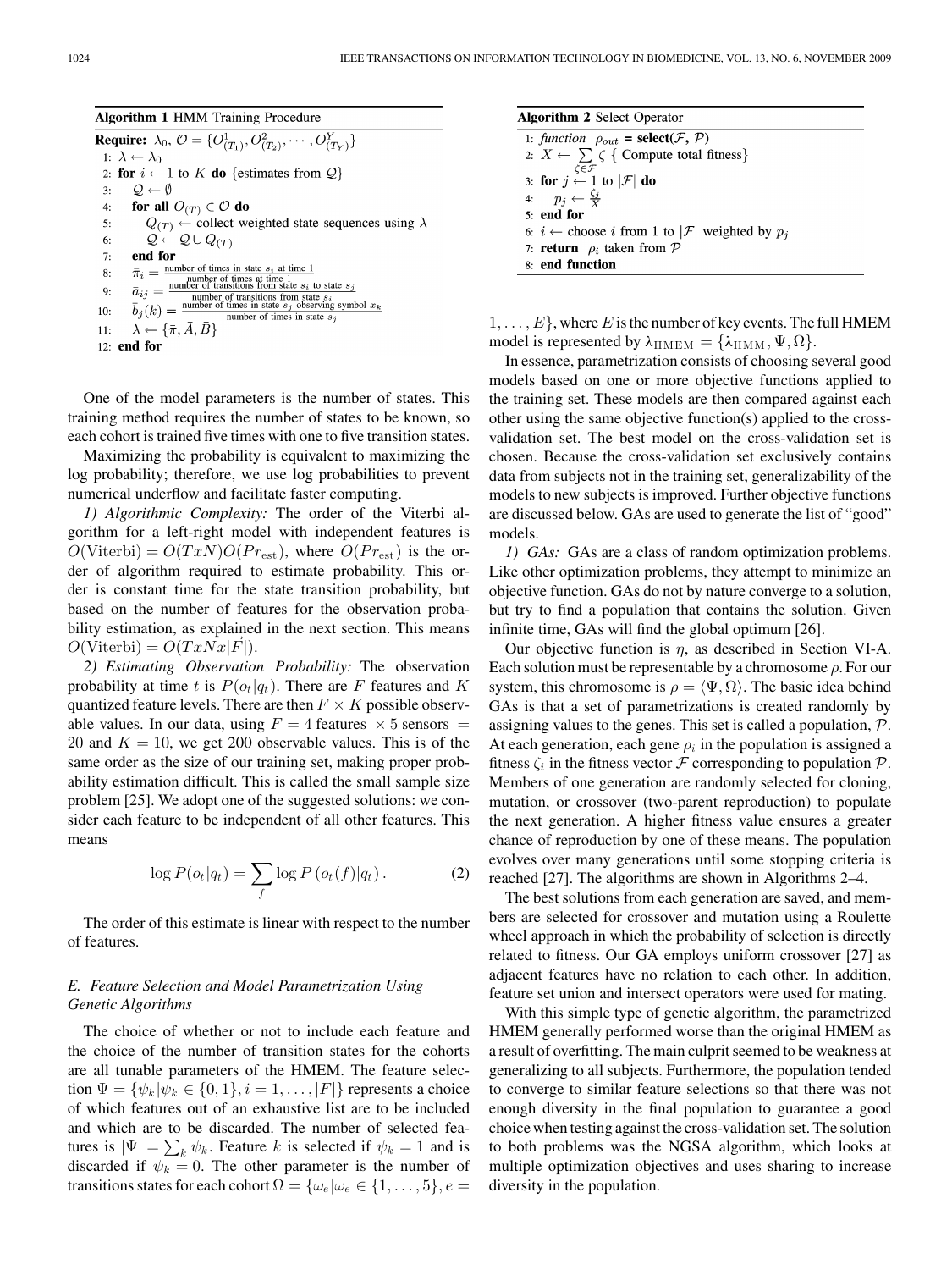**Algorithm 1** HMM Training Procedure

**Require:** $\lambda_0$, $\mathcal{O} = \{O^1_{(T_1)}, O^2_{(T_2)}, \cdots, O^Y_{(T_Y)}\}$

1: $\lambda \leftarrow \lambda_0$
2: **for** $i \leftarrow 1$ to $K$ **do** {estimates from $\mathcal{Q}$}
3: $\quad \mathcal{Q} \leftarrow \emptyset$
4: $\quad$ **for all** $O_{(T)} \in \mathcal{O}$ **do**
5: $\quad\quad Q_{(T)} \leftarrow$ collect weighted state sequences using $\lambda$
6: $\quad\quad \mathcal{Q} \leftarrow \mathcal{Q} \cup Q_{(T)}$
7: $\quad$ **end for**
8: $\quad \bar{\pi}_i = \frac{\text{number of times in state } s_i \text{ at time 1}}{\text{number of times at time 1}}$
9: $\quad \bar{a}_{ij} = \frac{\text{number of transitions from state } s_i \text{ to state } s_j}{\text{number of transitions from state } s_i}$
10: $\quad \bar{b}_j(k) = \frac{\text{number of times in state } s_j \text{ observing symbol } x_k}{\text{number of times in state } s_j}$
11: $\quad \lambda \leftarrow \{\bar{\pi}, \bar{A}, \bar{B}\}$
12: **end for**

One of the model parameters is the number of states. This training method requires the number of states to be known, so each cohort is trained five times with one to five transition states.

Maximizing the probability is equivalent to maximizing the log probability; therefore, we use log probabilities to prevent numerical underflow and facilitate faster computing.

*1) Algorithmic Complexity:* The order of the Viterbi algorithm for a left-right model with independent features is $O(\text{Viterbi}) = O(TxN)O(Pr_{\text{est}})$, where $O(Pr_{\text{est}})$ is the order of algorithm required to estimate probability. This order is constant time for the state transition probability, but based on the number of features for the observation probability estimation, as explained in the next section. This means $O(\text{Viterbi}) = O(TxNx|\vec{F}|)$.

*2) Estimating Observation Probability:* The observation probability at time $t$ is $P(o_t|q_t)$. There are $F$ features and $K$ quantized feature levels. There are then $F \times K$ possible observable values. In our data, using $F = 4$ features $\times\, 5$ sensors $=$ 20 and $K = 10$, we get 200 observable values. This is of the same order as the size of our training set, making proper probability estimation difficult. This is called the small sample size problem [25]. We adopt one of the suggested solutions: we consider each feature to be independent of all other features. This means

$$\log P(o_t|q_t) = \sum_f \log P\left(o_t(f)|q_t\right). \qquad (2)$$

The order of this estimate is linear with respect to the number of features.

### *E. Feature Selection and Model Parametrization Using Genetic Algorithms*

The choice of whether or not to include each feature and the choice of the number of transition states for the cohorts are all tunable parameters of the HMEM. The feature selection $\Psi = \{\psi_k | \psi_k \in \{0, 1\}, i = 1, \ldots, |F|\}$ represents a choice of which features out of an exhaustive list are to be included and which are to be discarded. The number of selected features is $|\Psi| = \sum_k \psi_k$. Feature $k$ is selected if $\psi_k = 1$ and is discarded if $\psi_k = 0$. The other parameter is the number of transitions states for each cohort $\Omega = \{\omega_e | \omega_e \in \{1, \ldots, 5\}, e = 1, \ldots, E\}$, where $E$ is the number of key events. The full HMEM model is represented by $\lambda_{\text{HMEM}} = \{\lambda_{\text{HMM}}, \Psi, \Omega\}$.

**Algorithm 2** Select Operator

1: *function* $\rho_{out}$ **= select(**$\mathcal{F}$, $\mathcal{P}$**)**
2: $X \leftarrow \sum_{\zeta \in \mathcal{F}} \zeta$ { Compute total fitness}
3: **for** $j \leftarrow 1$ to $|\mathcal{F}|$ **do**
4: $\quad p_j \leftarrow \frac{\zeta_j}{X}$
5: **end for**
6: $i \leftarrow$ choose $i$ from 1 to $|\mathcal{F}|$ weighted by $p_j$
7: **return** $\rho_i$ taken from $\mathcal{P}$
8: **end function**

In essence, parametrization consists of choosing several good models based on one or more objective functions applied to the training set. These models are then compared against each other using the same objective function(s) applied to the cross-validation set. The best model on the cross-validation set is chosen. Because the cross-validation set exclusively contains data from subjects not in the training set, generalizability of the models to new subjects is improved. Further objective functions are discussed below. GAs are used to generate the list of "good" models.

*1) GAs:* GAs are a class of random optimization problems. Like other optimization problems, they attempt to minimize an objective function. GAs do not by nature converge to a solution, but try to find a population that contains the solution. Given infinite time, GAs will find the global optimum [26].

Our objective function is $\eta$, as described in Section VI-A. Each solution must be representable by a chromosome $\rho$. For our system, this chromosome is $\rho = \langle \Psi, \Omega \rangle$. The basic idea behind GAs is that a set of parametrizations is created randomly by assigning values to the genes. This set is called a population, $\mathcal{P}$. At each generation, each gene $\rho_i$ in the population is assigned a fitness $\zeta_i$ in the fitness vector $\mathcal{F}$ corresponding to population $\mathcal{P}$. Members of one generation are randomly selected for cloning, mutation, or crossover (two-parent reproduction) to populate the next generation. A higher fitness value ensures a greater chance of reproduction by one of these means. The population evolves over many generations until some stopping criteria is reached [27]. The algorithms are shown in Algorithms 2–4.

The best solutions from each generation are saved, and members are selected for crossover and mutation using a Roulette wheel approach in which the probability of selection is directly related to fitness. Our GA employs uniform crossover [27] as adjacent features have no relation to each other. In addition, feature set union and intersect operators were used for mating.

With this simple type of genetic algorithm, the parametrized HMEM generally performed worse than the original HMEM as a result of overfitting. The main culprit seemed to be weakness at generalizing to all subjects. Furthermore, the population tended to converge to similar feature selections so that there was not enough diversity in the final population to guarantee a good choice when testing against the cross-validation set. The solution to both problems was the NGSA algorithm, which looks at multiple optimization objectives and uses sharing to increase diversity in the population.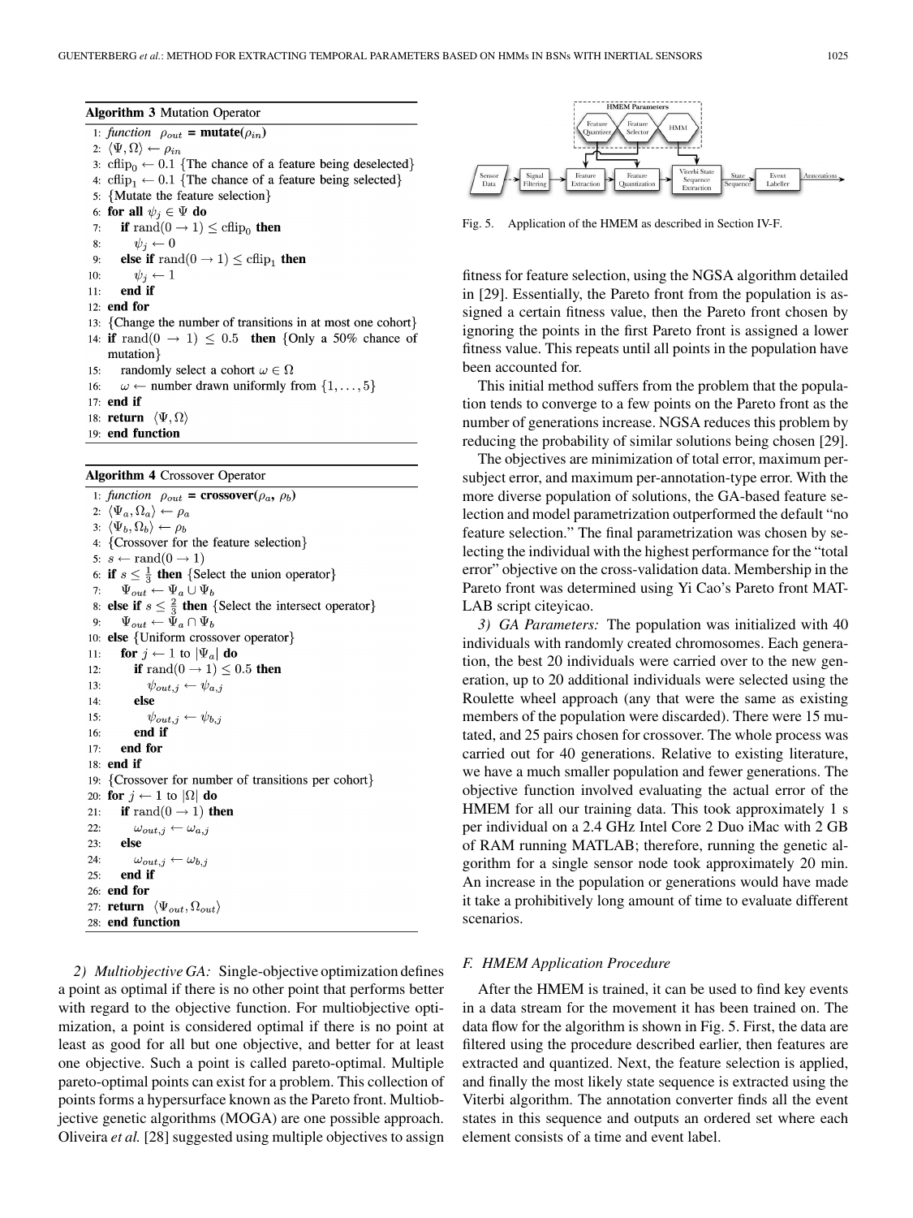**Algorithm 3** Mutation Operator

```
1:  function ρ_out = mutate(ρ_in)
2:  ⟨Ψ, Ω⟩ ← ρ_in
3:  cflip_0 ← 0.1 {The chance of a feature being deselected}
4:  cflip_1 ← 0.1 {The chance of a feature being selected}
5:  {Mutate the feature selection}
6:  for all ψ_j ∈ Ψ do
7:      if rand(0 → 1) ≤ cflip_0 then
8:          ψ_j ← 0
9:      else if rand(0 → 1) ≤ cflip_1 then
10:         ψ_j ← 1
11:     end if
12: end for
13: {Change the number of transitions in at most one cohort}
14: if rand(0 → 1) ≤ 0.5 then {Only a 50% chance of mutation}
15:     randomly select a cohort ω ∈ Ω
16:     ω ← number drawn uniformly from {1, ..., 5}
17: end if
18: return ⟨Ψ, Ω⟩
19: end function
```

**Algorithm 4** Crossover Operator

```
1:  function ρ_out = crossover(ρ_a, ρ_b)
2:  ⟨Ψ_a, Ω_a⟩ ← ρ_a
3:  ⟨Ψ_b, Ω_b⟩ ← ρ_b
4:  {Crossover for the feature selection}
5:  s ← rand(0 → 1)
6:  if s ≤ 1/3 then {Select the union operator}
7:      Ψ_out ← Ψ_a ∪ Ψ_b
8:  else if s ≤ 2/3 then {Select the intersect operator}
9:      Ψ_out ← Ψ_a ∩ Ψ_b
10: else {Uniform crossover operator}
11:     for j ← 1 to |Ψ_a| do
12:         if rand(0 → 1) ≤ 0.5 then
13:             ψ_out,j ← ψ_a,j
14:         else
15:             ψ_out,j ← ψ_b,j
16:         end if
17:     end for
18: end if
19: {Crossover for number of transitions per cohort}
20: for j ← 1 to |Ω| do
21:     if rand(0 → 1) then
22:         ω_out,j ← ω_a,j
23:     else
24:         ω_out,j ← ω_b,j
25:     end if
26: end for
27: return ⟨Ψ_out, Ω_out⟩
28: end function
```

*2) Multiobjective GA:* Single-objective optimization defines a point as optimal if there is no other point that performs better with regard to the objective function. For multiobjective optimization, a point is considered optimal if there is no point at least as good for all but one objective, and better for at least one objective. Such a point is called pareto-optimal. Multiple pareto-optimal points can exist for a problem. This collection of points forms a hypersurface known as the Pareto front. Multiobjective genetic algorithms (MOGA) are one possible approach. Oliveira *et al.* [28] suggested using multiple objectives to assign fitness for feature selection, using the NGSA algorithm detailed in [29]. Essentially, the Pareto front from the population is assigned a certain fitness value, then the Pareto front chosen by ignoring the points in the first Pareto front is assigned a lower fitness value. This repeats until all points in the population have been accounted for.

This initial method suffers from the problem that the population tends to converge to a few points on the Pareto front as the number of generations increase. NGSA reduces this problem by reducing the probability of similar solutions being chosen [29].

The objectives are minimization of total error, maximum per-subject error, and maximum per-annotation-type error. With the more diverse population of solutions, the GA-based feature selection and model parametrization outperformed the default "no feature selection." The final parametrization was chosen by selecting the individual with the highest performance for the "total error" objective on the cross-validation data. Membership in the Pareto front was determined using Yi Cao's Pareto front MATLAB script citeyicao.

*3) GA Parameters:* The population was initialized with 40 individuals with randomly created chromosomes. Each generation, the best 20 individuals were carried over to the new generation, up to 20 additional individuals were selected using the Roulette wheel approach (any that were the same as existing members of the population were discarded). There were 15 mutated, and 25 pairs chosen for crossover. The whole process was carried out for 40 generations. Relative to existing literature, we have a much smaller population and fewer generations. The objective function involved evaluating the actual error of the HMEM for all our training data. This took approximately 1 s per individual on a 2.4 GHz Intel Core 2 Duo iMac with 2 GB of RAM running MATLAB; therefore, running the genetic algorithm for a single sensor node took approximately 20 min. An increase in the population or generations would have made it take a prohibitively long amount of time to evaluate different scenarios.

Fig. 5. Application of the HMEM as described in Section IV-F.

### F. HMEM Application Procedure

After the HMEM is trained, it can be used to find key events in a data stream for the movement it has been trained on. The data flow for the algorithm is shown in Fig. 5. First, the data are filtered using the procedure described earlier, then features are extracted and quantized. Next, the feature selection is applied, and finally the most likely state sequence is extracted using the Viterbi algorithm. The annotation converter finds all the event states in this sequence and outputs an ordered set where each element consists of a time and event label.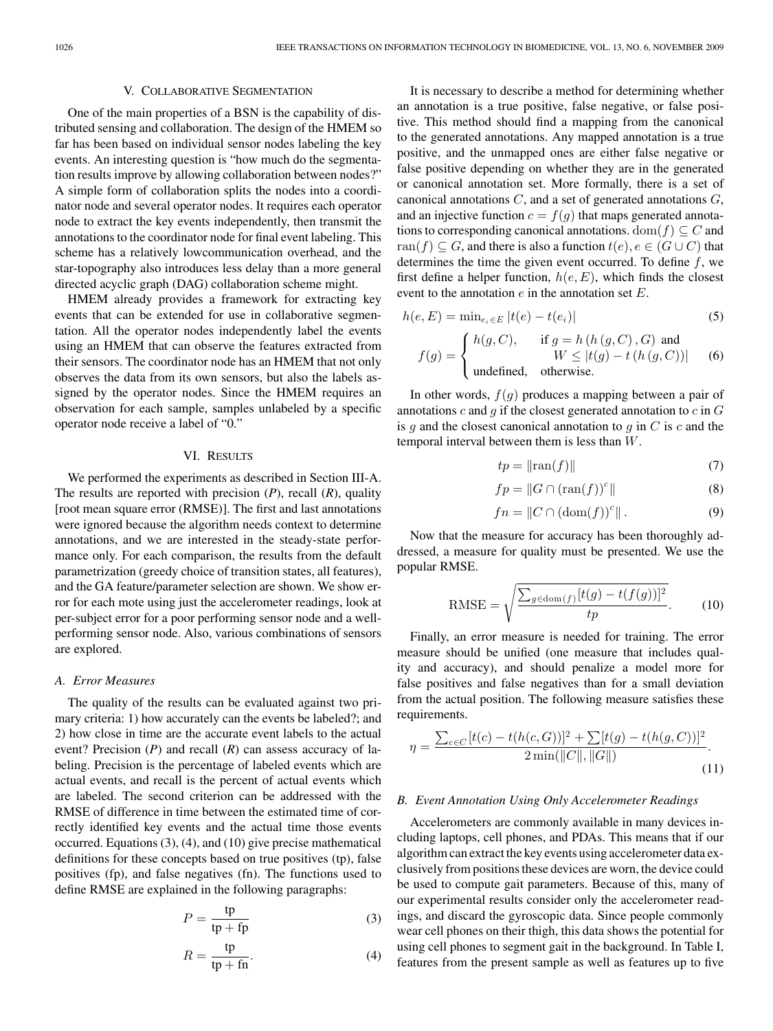## V. Collaborative Segmentation

One of the main properties of a BSN is the capability of distributed sensing and collaboration. The design of the HMEM so far has been based on individual sensor nodes labeling the key events. An interesting question is "how much do the segmentation results improve by allowing collaboration between nodes?" A simple form of collaboration splits the nodes into a coordinator node and several operator nodes. It requires each operator node to extract the key events independently, then transmit the annotations to the coordinator node for final event labeling. This scheme has a relatively lowcommunication overhead, and the star-topography also introduces less delay than a more general directed acyclic graph (DAG) collaboration scheme might.

HMEM already provides a framework for extracting key events that can be extended for use in collaborative segmentation. All the operator nodes independently label the events using an HMEM that can observe the features extracted from their sensors. The coordinator node has an HMEM that not only observes the data from its own sensors, but also the labels assigned by the operator nodes. Since the HMEM requires an observation for each sample, samples unlabeled by a specific operator node receive a label of "0."

## VI. Results

We performed the experiments as described in Section III-A. The results are reported with precision (*P*), recall (*R*), quality [root mean square error (RMSE)]. The first and last annotations were ignored because the algorithm needs context to determine annotations, and we are interested in the steady-state performance only. For each comparison, the results from the default parametrization (greedy choice of transition states, all features), and the GA feature/parameter selection are shown. We show error for each mote using just the accelerometer readings, look at per-subject error for a poor performing sensor node and a well-performing sensor node. Also, various combinations of sensors are explored.

### *A. Error Measures*

The quality of the results can be evaluated against two primary criteria: 1) how accurately can the events be labeled?; and 2) how close in time are the accurate event labels to the actual event? Precision (*P*) and recall (*R*) can assess accuracy of labeling. Precision is the percentage of labeled events which are actual events, and recall is the percent of actual events which are labeled. The second criterion can be addressed with the RMSE of difference in time between the estimated time of correctly identified key events and the actual time those events occurred. Equations (3), (4), and (10) give precise mathematical definitions for these concepts based on true positives (tp), false positives (fp), and false negatives (fn). The functions used to define RMSE are explained in the following paragraphs:

$$P = \frac{\text{tp}}{\text{tp} + \text{fp}} \tag{3}$$

$$R = \frac{\text{tp}}{\text{tp} + \text{fn}}. \tag{4}$$

It is necessary to describe a method for determining whether an annotation is a true positive, false negative, or false positive. This method should find a mapping from the canonical to the generated annotations. Any mapped annotation is a true positive, and the unmapped ones are either false negative or false positive depending on whether they are in the generated or canonical annotation set. More formally, there is a set of canonical annotations $C$, and a set of generated annotations $G$, and an injective function $c = f(g)$ that maps generated annotations to corresponding canonical annotations. $\text{dom}(f) \subseteq C$ and $\text{ran}(f) \subseteq G$, and there is also a function $t(e), e \in (G \cup C)$ that determines the time the given event occurred. To define $f$, we first define a helper function, $h(e, E)$, which finds the closest event to the annotation $e$ in the annotation set $E$.

$$h(e, E) = \min_{e_i \in E} |t(e) - t(e_i)| \tag{5}$$

$$f(g) = \begin{cases} h(g, C), & \text{if } g = h\left(h\left(g, C\right), G\right) \text{ and} \\ & \quad W \leq |t(g) - t\left(h\left(g, C\right)\right)| \\ \text{undefined}, & \text{otherwise.} \end{cases} \tag{6}$$

In other words, $f(g)$ produces a mapping between a pair of annotations $c$ and $g$ if the closest generated annotation to $c$ in $G$ is $g$ and the closest canonical annotation to $g$ in $C$ is $c$ and the temporal interval between them is less than $W$.

$$tp = \|\text{ran}(f)\| \tag{7}$$

$$fp = \|G \cap (\text{ran}(f))^c\| \tag{8}$$

$$fn = \|C \cap (\text{dom}(f))^c\|. \tag{9}$$

Now that the measure for accuracy has been thoroughly addressed, a measure for quality must be presented. We use the popular RMSE.

$$\text{RMSE} = \sqrt{\frac{\sum_{g \in \text{dom}(f)} [t(g) - t(f(g))]^2}{tp}}. \tag{10}$$

Finally, an error measure is needed for training. The error measure should be unified (one measure that includes quality and accuracy), and should penalize a model more for false positives and false negatives than for a small deviation from the actual position. The following measure satisfies these requirements.

$$\eta = \frac{\sum_{c \in C} [t(c) - t(h(c, G))]^2 + \sum [t(g) - t(h(g, C))]^2}{2 \min(\|C\|, \|G\|)}. \tag{11}$$

### *B. Event Annotation Using Only Accelerometer Readings*

Accelerometers are commonly available in many devices including laptops, cell phones, and PDAs. This means that if our algorithm can extract the key events using accelerometer data exclusively from positions these devices are worn, the device could be used to compute gait parameters. Because of this, many of our experimental results consider only the accelerometer readings, and discard the gyroscopic data. Since people commonly wear cell phones on their thigh, this data shows the potential for using cell phones to segment gait in the background. In Table I, features from the present sample as well as features up to five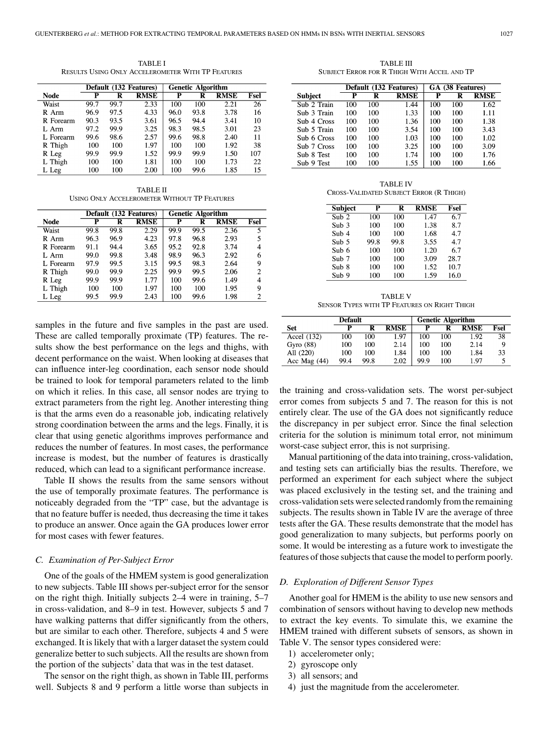TABLE I
RESULTS USING ONLY ACCELEROMETER WITH TP FEATURES

| | Default (132 Features) | | | Genetic Algorithm | | | |
|---|---|---|---|---|---|---|---|
| **Node** | **P** | **R** | **RMSE** | **P** | **R** | **RMSE** | **Fsel** |
| Waist | 99.7 | 99.7 | 2.33 | 100 | 100 | 2.21 | 26 |
| R Arm | 96.9 | 97.5 | 4.33 | 96.0 | 93.8 | 3.78 | 16 |
| R Forearm | 90.3 | 93.5 | 3.61 | 96.5 | 94.4 | 3.41 | 10 |
| L Arm | 97.2 | 99.9 | 3.25 | 98.3 | 98.5 | 3.01 | 23 |
| L Forearm | 99.6 | 98.6 | 2.57 | 99.6 | 98.8 | 2.40 | 11 |
| R Thigh | 100 | 100 | 1.97 | 100 | 100 | 1.92 | 38 |
| R Leg | 99.9 | 99.9 | 1.52 | 99.9 | 99.9 | 1.50 | 107 |
| L Thigh | 100 | 100 | 1.81 | 100 | 100 | 1.73 | 22 |
| L Leg | 100 | 100 | 2.00 | 100 | 99.6 | 1.85 | 15 |

TABLE II
USING ONLY ACCELEROMETER WITHOUT TP FEATURES

| | Default (132 Features) | | | Genetic Algorithm | | | |
|---|---|---|---|---|---|---|---|
| **Node** | **P** | **R** | **RMSE** | **P** | **R** | **RMSE** | **Fsel** |
| Waist | 99.8 | 99.8 | 2.29 | 99.9 | 99.5 | 2.36 | 5 |
| R Arm | 96.3 | 96.9 | 4.23 | 97.8 | 96.8 | 2.93 | 5 |
| R Forearm | 91.1 | 94.4 | 3.65 | 95.2 | 92.8 | 3.74 | 4 |
| L Arm | 99.0 | 99.8 | 3.48 | 98.9 | 96.3 | 2.92 | 6 |
| L Forearm | 97.9 | 99.5 | 3.15 | 99.5 | 98.3 | 2.64 | 9 |
| R Thigh | 99.0 | 99.9 | 2.25 | 99.9 | 99.5 | 2.06 | 2 |
| R Leg | 99.9 | 99.9 | 1.77 | 100 | 99.6 | 1.49 | 4 |
| L Thigh | 100 | 100 | 1.97 | 100 | 100 | 1.95 | 9 |
| L Leg | 99.5 | 99.9 | 2.43 | 100 | 99.6 | 1.98 | 2 |

samples in the future and five samples in the past are used. These are called temporally proximate (TP) features. The results show the best performance on the legs and thighs, with decent performance on the waist. When looking at diseases that can influence inter-leg coordination, each sensor node should be trained to look for temporal parameters related to the limb on which it relies. In this case, all sensor nodes are trying to extract parameters from the right leg. Another interesting thing is that the arms even do a reasonable job, indicating relatively strong coordination between the arms and the legs. Finally, it is clear that using genetic algorithms improves performance and reduces the number of features. In most cases, the performance increase is modest, but the number of features is drastically reduced, which can lead to a significant performance increase.

Table II shows the results from the same sensors without the use of temporally proximate features. The performance is noticeably degraded from the "TP" case, but the advantage is that no feature buffer is needed, thus decreasing the time it takes to produce an answer. Once again the GA produces lower error for most cases with fewer features.

### C. Examination of Per-Subject Error

One of the goals of the HMEM system is good generalization to new subjects. Table III shows per-subject error for the sensor on the right thigh. Initially subjects 2–4 were in training, 5–7 in cross-validation, and 8–9 in test. However, subjects 5 and 7 have walking patterns that differ significantly from the others, but are similar to each other. Therefore, subjects 4 and 5 were exchanged. It is likely that with a larger dataset the system could generalize better to such subjects. All the results are shown from the portion of the subjects' data that was in the test dataset.

The sensor on the right thigh, as shown in Table III, performs well. Subjects 8 and 9 perform a little worse than subjects in the training and cross-validation sets. The worst per-subject error comes from subjects 5 and 7. The reason for this is not entirely clear. The use of the GA does not significantly reduce the discrepancy in per subject error. Since the final selection criteria for the solution is minimum total error, not minimum worst-case subject error, this is not surprising.

Manual partitioning of the data into training, cross-validation, and testing sets can artificially bias the results. Therefore, we performed an experiment for each subject where the subject was placed exclusively in the testing set, and the training and cross-validation sets were selected randomly from the remaining subjects. The results shown in Table IV are the average of three tests after the GA. These results demonstrate that the model has good generalization to many subjects, but performs poorly on some. It would be interesting as a future work to investigate the features of those subjects that cause the model to perform poorly.

TABLE III
SUBJECT ERROR FOR R THIGH WITH ACCEL AND TP

| | Default (132 Features) | | | GA (38 Features) | | |
|---|---|---|---|---|---|---|
| **Subject** | **P** | **R** | **RMSE** | **P** | **R** | **RMSE** |
| Sub 2 Train | 100 | 100 | 1.44 | 100 | 100 | 1.62 |
| Sub 3 Train | 100 | 100 | 1.33 | 100 | 100 | 1.11 |
| Sub 4 Cross | 100 | 100 | 1.36 | 100 | 100 | 1.38 |
| Sub 5 Train | 100 | 100 | 3.54 | 100 | 100 | 3.43 |
| Sub 6 Cross | 100 | 100 | 1.03 | 100 | 100 | 1.02 |
| Sub 7 Cross | 100 | 100 | 3.25 | 100 | 100 | 3.09 |
| Sub 8 Test | 100 | 100 | 1.74 | 100 | 100 | 1.76 |
| Sub 9 Test | 100 | 100 | 1.55 | 100 | 100 | 1.66 |

TABLE IV
CROSS-VALIDATED SUBJECT ERROR (R THIGH)

| Subject | P | R | RMSE | Fsel |
|---|---|---|---|---|
| Sub 2 | 100 | 100 | 1.47 | 6.7 |
| Sub 3 | 100 | 100 | 1.38 | 8.7 |
| Sub 4 | 100 | 100 | 1.68 | 4.7 |
| Sub 5 | 99.8 | 99.8 | 3.55 | 4.7 |
| Sub 6 | 100 | 100 | 1.20 | 6.7 |
| Sub 7 | 100 | 100 | 3.09 | 28.7 |
| Sub 8 | 100 | 100 | 1.52 | 10.7 |
| Sub 9 | 100 | 100 | 1.59 | 16.0 |

TABLE V
SENSOR TYPES WITH TP FEATURES ON RIGHT THIGH

| | Default | | | Genetic Algorithm | | | |
|---|---|---|---|---|---|---|---|
| **Set** | **P** | **R** | **RMSE** | **P** | **R** | **RMSE** | **Fsel** |
| Accel (132) | 100 | 100 | 1.97 | 100 | 100 | 1.92 | 38 |
| Gyro (88) | 100 | 100 | 2.14 | 100 | 100 | 2.14 | 9 |
| All (220) | 100 | 100 | 1.84 | 100 | 100 | 1.84 | 33 |
| Acc Mag (44) | 99.4 | 99.8 | 2.02 | 99.9 | 100 | 1.97 | 5 |

### D. Exploration of Different Sensor Types

Another goal for HMEM is the ability to use new sensors and combination of sensors without having to develop new methods to extract the key events. To simulate this, we examine the HMEM trained with different subsets of sensors, as shown in Table V. The sensor types considered were:

1) accelerometer only;
2) gyroscope only
3) all sensors; and
4) just the magnitude from the accelerometer.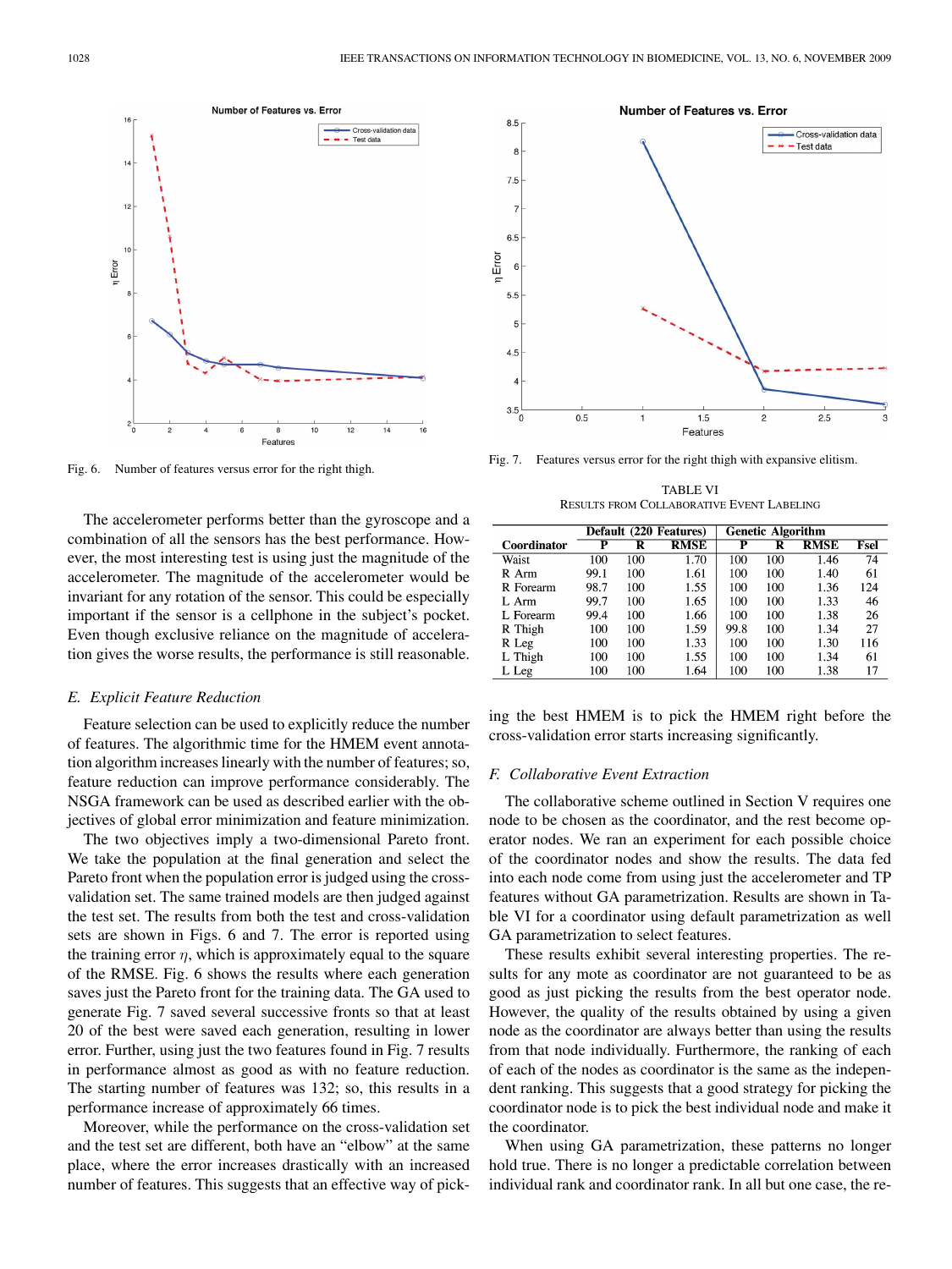Fig. 6. Number of features versus error for the right thigh.

Fig. 7. Features versus error for the right thigh with expansive elitism.

The accelerometer performs better than the gyroscope and a combination of all the sensors has the best performance. However, the most interesting test is using just the magnitude of the accelerometer. The magnitude of the accelerometer would be invariant for any rotation of the sensor. This could be especially important if the sensor is a cellphone in the subject's pocket. Even though exclusive reliance on the magnitude of acceleration gives the worse results, the performance is still reasonable.

### *E. Explicit Feature Reduction*

Feature selection can be used to explicitly reduce the number of features. The algorithmic time for the HMEM event annotation algorithm increases linearly with the number of features; so, feature reduction can improve performance considerably. The NSGA framework can be used as described earlier with the objectives of global error minimization and feature minimization.

The two objectives imply a two-dimensional Pareto front. We take the population at the final generation and select the Pareto front when the population error is judged using the cross-validation set. The same trained models are then judged against the test set. The results from both the test and cross-validation sets are shown in Figs. 6 and 7. The error is reported using the training error $\eta$, which is approximately equal to the square of the RMSE. Fig. 6 shows the results where each generation saves just the Pareto front for the training data. The GA used to generate Fig. 7 saved several successive fronts so that at least 20 of the best were saved each generation, resulting in lower error. Further, using just the two features found in Fig. 7 results in performance almost as good as with no feature reduction. The starting number of features was 132; so, this results in a performance increase of approximately 66 times.

Moreover, while the performance on the cross-validation set and the test set are different, both have an "elbow" at the same place, where the error increases drastically with an increased number of features. This suggests that an effective way of picking the best HMEM is to pick the HMEM right before the cross-validation error starts increasing significantly.

TABLE VI
RESULTS FROM COLLABORATIVE EVENT LABELING

| Coordinator | Default (220 Features) P | R | RMSE | Genetic Algorithm P | R | RMSE | Fsel |
|---|---|---|---|---|---|---|---|
| Waist | 100 | 100 | 1.70 | 100 | 100 | 1.46 | 74 |
| R Arm | 99.1 | 100 | 1.61 | 100 | 100 | 1.40 | 61 |
| R Forearm | 98.7 | 100 | 1.55 | 100 | 100 | 1.36 | 124 |
| L Arm | 99.7 | 100 | 1.65 | 100 | 100 | 1.33 | 46 |
| L Forearm | 99.4 | 100 | 1.66 | 100 | 100 | 1.38 | 26 |
| R Thigh | 100 | 100 | 1.59 | 99.8 | 100 | 1.34 | 27 |
| R Leg | 100 | 100 | 1.33 | 100 | 100 | 1.30 | 116 |
| L Thigh | 100 | 100 | 1.55 | 100 | 100 | 1.34 | 61 |
| L Leg | 100 | 100 | 1.64 | 100 | 100 | 1.38 | 17 |

### *F. Collaborative Event Extraction*

The collaborative scheme outlined in Section V requires one node to be chosen as the coordinator, and the rest become operator nodes. We ran an experiment for each possible choice of the coordinator nodes and show the results. The data fed into each node come from using just the accelerometer and TP features without GA parametrization. Results are shown in Table VI for a coordinator using default parametrization as well GA parametrization to select features.

These results exhibit several interesting properties. The results for any mote as coordinator are not guaranteed to be as good as just picking the results from the best operator node. However, the quality of the results obtained by using a given node as the coordinator are always better than using the results from that node individually. Furthermore, the ranking of each of the nodes as coordinator is the same as the independent ranking. This suggests that a good strategy for picking the coordinator node is to pick the best individual node and make it the coordinator.

When using GA parametrization, these patterns no longer hold true. There is no longer a predictable correlation between individual rank and coordinator rank. In all but one case, the re-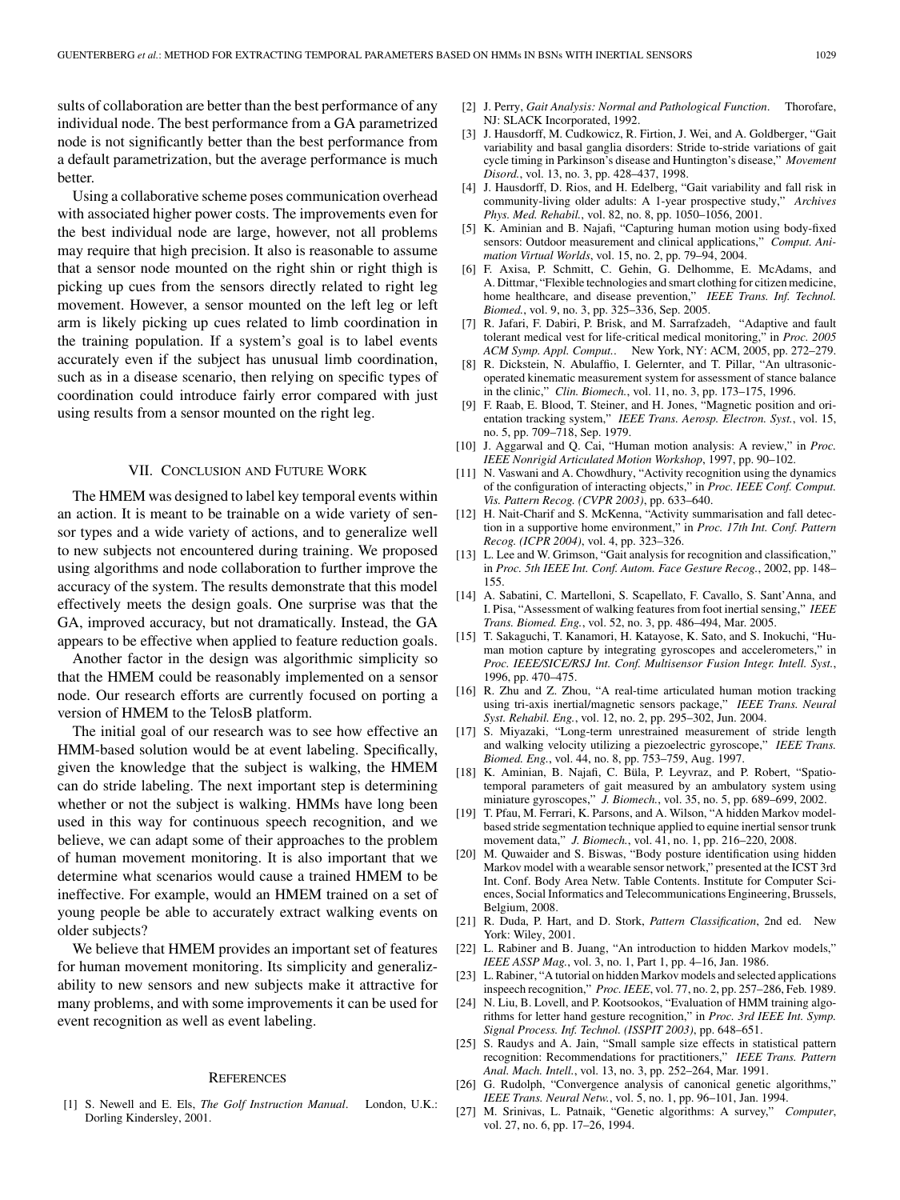sults of collaboration are better than the best performance of any individual node. The best performance from a GA parametrized node is not significantly better than the best performance from a default parametrization, but the average performance is much better.

Using a collaborative scheme poses communication overhead with associated higher power costs. The improvements even for the best individual node are large, however, not all problems may require that high precision. It also is reasonable to assume that a sensor node mounted on the right shin or right thigh is picking up cues from the sensors directly related to right leg movement. However, a sensor mounted on the left leg or left arm is likely picking up cues related to limb coordination in the training population. If a system's goal is to label events accurately even if the subject has unusual limb coordination, such as in a disease scenario, then relying on specific types of coordination could introduce fairly error compared with just using results from a sensor mounted on the right leg.

## VII. Conclusion and Future Work

The HMEM was designed to label key temporal events within an action. It is meant to be trainable on a wide variety of sensor types and a wide variety of actions, and to generalize well to new subjects not encountered during training. We proposed using algorithms and node collaboration to further improve the accuracy of the system. The results demonstrate that this model effectively meets the design goals. One surprise was that the GA, improved accuracy, but not dramatically. Instead, the GA appears to be effective when applied to feature reduction goals.

Another factor in the design was algorithmic simplicity so that the HMEM could be reasonably implemented on a sensor node. Our research efforts are currently focused on porting a version of HMEM to the TelosB platform.

The initial goal of our research was to see how effective an HMM-based solution would be at event labeling. Specifically, given the knowledge that the subject is walking, the HMEM can do stride labeling. The next important step is determining whether or not the subject is walking. HMMs have long been used in this way for continuous speech recognition, and we believe, we can adapt some of their approaches to the problem of human movement monitoring. It is also important that we determine what scenarios would cause a trained HMEM to be ineffective. For example, would an HMEM trained on a set of young people be able to accurately extract walking events on older subjects?

We believe that HMEM provides an important set of features for human movement monitoring. Its simplicity and generalizability to new sensors and new subjects make it attractive for many problems, and with some improvements it can be used for event recognition as well as event labeling.

## References

[1] S. Newell and E. Els, *The Golf Instruction Manual*. London, U.K.: Dorling Kindersley, 2001.

[2] J. Perry, *Gait Analysis: Normal and Pathological Function*. Thorofare, NJ: SLACK Incorporated, 1992.

[3] J. Hausdorff, M. Cudkowicz, R. Firtion, J. Wei, and A. Goldberger, "Gait variability and basal ganglia disorders: Stride to-stride variations of gait cycle timing in Parkinson's disease and Huntington's disease," *Movement Disord.*, vol. 13, no. 3, pp. 428–437, 1998.

[4] J. Hausdorff, D. Rios, and H. Edelberg, "Gait variability and fall risk in community-living older adults: A 1-year prospective study," *Archives Phys. Med. Rehabil.*, vol. 82, no. 8, pp. 1050–1056, 2001.

[5] K. Aminian and B. Najafi, "Capturing human motion using body-fixed sensors: Outdoor measurement and clinical applications," *Comput. Animation Virtual Worlds*, vol. 15, no. 2, pp. 79–94, 2004.

[6] F. Axisa, P. Schmitt, C. Gehin, G. Delhomme, E. McAdams, and A. Dittmar, "Flexible technologies and smart clothing for citizen medicine, home healthcare, and disease prevention," *IEEE Trans. Inf. Technol. Biomed.*, vol. 9, no. 3, pp. 325–336, Sep. 2005.

[7] R. Jafari, F. Dabiri, P. Brisk, and M. Sarrafzadeh, "Adaptive and fault tolerant medical vest for life-critical medical monitoring," in *Proc. 2005 ACM Symp. Appl. Comput.*. New York, NY: ACM, 2005, pp. 272–279.

[8] R. Dickstein, N. Abulaffio, I. Gelernter, and T. Pillar, "An ultrasonic-operated kinematic measurement system for assessment of stance balance in the clinic," *Clin. Biomech.*, vol. 11, no. 3, pp. 173–175, 1996.

[9] F. Raab, E. Blood, T. Steiner, and H. Jones, "Magnetic position and orientation tracking system," *IEEE Trans. Aerosp. Electron. Syst.*, vol. 15, no. 5, pp. 709–718, Sep. 1979.

[10] J. Aggarwal and Q. Cai, "Human motion analysis: A review," in *Proc. IEEE Nonrigid Articulated Motion Workshop*, 1997, pp. 90–102.

[11] N. Vaswani and A. Chowdhury, "Activity recognition using the dynamics of the configuration of interacting objects," in *Proc. IEEE Conf. Comput. Vis. Pattern Recog. (CVPR 2003)*, pp. 633–640.

[12] H. Nait-Charif and S. McKenna, "Activity summarisation and fall detection in a supportive home environment," in *Proc. 17th Int. Conf. Pattern Recog. (ICPR 2004)*, vol. 4, pp. 323–326.

[13] L. Lee and W. Grimson, "Gait analysis for recognition and classification," in *Proc. 5th IEEE Int. Conf. Autom. Face Gesture Recog.*, 2002, pp. 148–155.

[14] A. Sabatini, C. Martelloni, S. Scapellato, F. Cavallo, S. Sant'Anna, and I. Pisa, "Assessment of walking features from foot inertial sensing," *IEEE Trans. Biomed. Eng.*, vol. 52, no. 3, pp. 486–494, Mar. 2005.

[15] T. Sakaguchi, T. Kanamori, H. Katayose, K. Sato, and S. Inokuchi, "Human motion capture by integrating gyroscopes and accelerometers," in *Proc. IEEE/SICE/RSJ Int. Conf. Multisensor Fusion Integr. Intell. Syst.*, 1996, pp. 470–475.

[16] R. Zhu and Z. Zhou, "A real-time articulated human motion tracking using tri-axis inertial/magnetic sensors package," *IEEE Trans. Neural Syst. Rehabil. Eng.*, vol. 12, no. 2, pp. 295–302, Jun. 2004.

[17] S. Miyazaki, "Long-term unrestrained measurement of stride length and walking velocity utilizing a piezoelectric gyroscope," *IEEE Trans. Biomed. Eng.*, vol. 44, no. 8, pp. 753–759, Aug. 1997.

[18] K. Aminian, B. Najafi, C. Büla, P. Leyvraz, and P. Robert, "Spatio-temporal parameters of gait measured by an ambulatory system using miniature gyroscopes," *J. Biomech.*, vol. 35, no. 5, pp. 689–699, 2002.

[19] T. Pfau, M. Ferrari, K. Parsons, and A. Wilson, "A hidden Markov model-based stride segmentation technique applied to equine inertial sensor trunk movement data," *J. Biomech.*, vol. 41, no. 1, pp. 216–220, 2008.

[20] M. Quwaider and S. Biswas, "Body posture identification using hidden Markov model with a wearable sensor network," presented at the ICST 3rd Int. Conf. Body Area Netw. Table Contents. Institute for Computer Sciences, Social Informatics and Telecommunications Engineering, Brussels, Belgium, 2008.

[21] R. Duda, P. Hart, and D. Stork, *Pattern Classification*, 2nd ed. New York: Wiley, 2001.

[22] L. Rabiner and B. Juang, "An introduction to hidden Markov models," *IEEE ASSP Mag.*, vol. 3, no. 1, Part 1, pp. 4–16, Jan. 1986.

[23] L. Rabiner, "A tutorial on hidden Markov models and selected applications inspeech recognition," *Proc. IEEE*, vol. 77, no. 2, pp. 257–286, Feb. 1989.

[24] N. Liu, B. Lovell, and P. Kootsookos, "Evaluation of HMM training algorithms for letter hand gesture recognition," in *Proc. 3rd IEEE Int. Symp. Signal Process. Inf. Technol. (ISSPIT 2003)*, pp. 648–651.

[25] S. Raudys and A. Jain, "Small sample size effects in statistical pattern recognition: Recommendations for practitioners," *IEEE Trans. Pattern Anal. Mach. Intell.*, vol. 13, no. 3, pp. 252–264, Mar. 1991.

[26] G. Rudolph, "Convergence analysis of canonical genetic algorithms," *IEEE Trans. Neural Netw.*, vol. 5, no. 1, pp. 96–101, Jan. 1994.

[27] M. Srinivas, L. Patnaik, "Genetic algorithms: A survey," *Computer*, vol. 27, no. 6, pp. 17–26, 1994.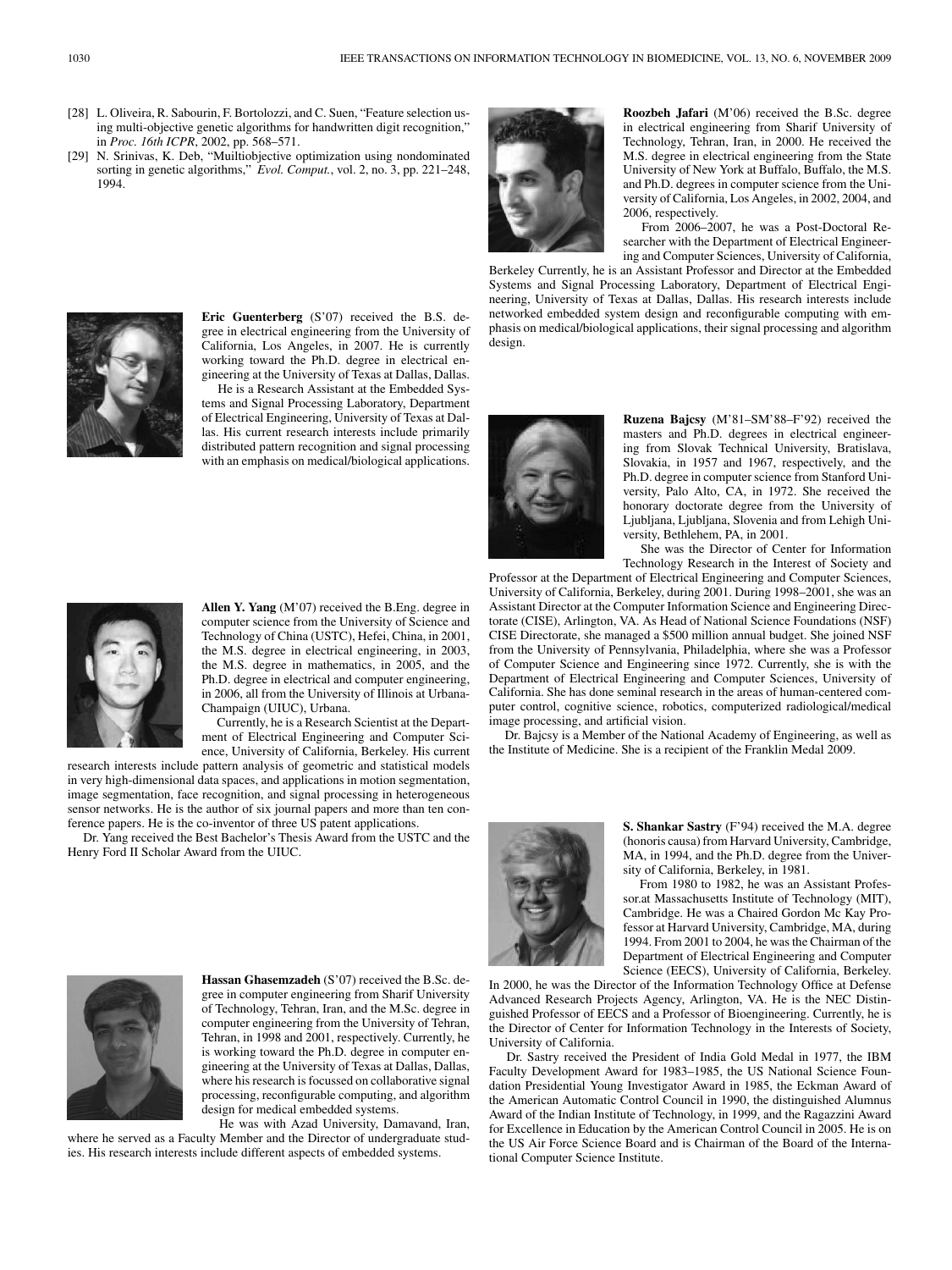[28] L. Oliveira, R. Sabourin, F. Bortolozzi, and C. Suen, "Feature selection using multi-objective genetic algorithms for handwritten digit recognition," in *Proc. 16th ICPR*, 2002, pp. 568–571.

[29] N. Srinivas, K. Deb, "Muiltiobjective optimization using nondominated sorting in genetic algorithms," *Evol. Comput.*, vol. 2, no. 3, pp. 221–248, 1994.

**Eric Guenterberg** (S'07) received the B.S. degree in electrical engineering from the University of California, Los Angeles, in 2007. He is currently working toward the Ph.D. degree in electrical engineering at the University of Texas at Dallas, Dallas.

He is a Research Assistant at the Embedded Systems and Signal Processing Laboratory, Department of Electrical Engineering, University of Texas at Dallas. His current research interests include primarily distributed pattern recognition and signal processing with an emphasis on medical/biological applications.

**Allen Y. Yang** (M'07) received the B.Eng. degree in computer science from the University of Science and Technology of China (USTC), Hefei, China, in 2001, the M.S. degree in electrical engineering, in 2003, the M.S. degree in mathematics, in 2005, and the Ph.D. degree in electrical and computer engineering, in 2006, all from the University of Illinois at Urbana-Champaign (UIUC), Urbana.

Currently, he is a Research Scientist at the Department of Electrical Engineering and Computer Science, University of California, Berkeley. His current research interests include pattern analysis of geometric and statistical models in very high-dimensional data spaces, and applications in motion segmentation, image segmentation, face recognition, and signal processing in heterogeneous sensor networks. He is the author of six journal papers and more than ten conference papers. He is the co-inventor of three US patent applications.

Dr. Yang received the Best Bachelor's Thesis Award from the USTC and the Henry Ford II Scholar Award from the UIUC.

**Hassan Ghasemzadeh** (S'07) received the B.Sc. degree in computer engineering from Sharif University of Technology, Tehran, Iran, and the M.Sc. degree in computer engineering from the University of Tehran, Tehran, in 1998 and 2001, respectively. Currently, he is working toward the Ph.D. degree in computer engineering at the University of Texas at Dallas, Dallas, where his research is focussed on collaborative signal processing, reconfigurable computing, and algorithm design for medical embedded systems.

He was with Azad University, Damavand, Iran, where he served as a Faculty Member and the Director of undergraduate studies. His research interests include different aspects of embedded systems.

**Roozbeh Jafari** (M'06) received the B.Sc. degree in electrical engineering from Sharif University of Technology, Tehran, Iran, in 2000. He received the M.S. degree in electrical engineering from the State University of New York at Buffalo, Buffalo, the M.S. and Ph.D. degrees in computer science from the University of California, Los Angeles, in 2002, 2004, and 2006, respectively.

From 2006–2007, he was a Post-Doctoral Researcher with the Department of Electrical Engineering and Computer Sciences, University of California, Berkeley Currently, he is an Assistant Professor and Director at the Embedded Systems and Signal Processing Laboratory, Department of Electrical Engineering, University of Texas at Dallas, Dallas. His research interests include networked embedded system design and reconfigurable computing with emphasis on medical/biological applications, their signal processing and algorithm design.

**Ruzena Bajcsy** (M'81–SM'88–F'92) received the masters and Ph.D. degrees in electrical engineering from Slovak Technical University, Bratislava, Slovakia, in 1957 and 1967, respectively, and the Ph.D. degree in computer science from Stanford University, Palo Alto, CA, in 1972. She received the honorary doctorate degree from the University of Ljubljana, Ljubljana, Slovenia and from Lehigh University, Bethlehem, PA, in 2001.

She was the Director of Center for Information Technology Research in the Interest of Society and Professor at the Department of Electrical Engineering and Computer Sciences, University of California, Berkeley, during 2001. During 1998–2001, she was an Assistant Director at the Computer Information Science and Engineering Directorate (CISE), Arlington, VA. As Head of National Science Foundations (NSF) CISE Directorate, she managed a \$500 million annual budget. She joined NSF from the University of Pennsylvania, Philadelphia, where she was a Professor of Computer Science and Engineering since 1972. Currently, she is with the Department of Electrical Engineering and Computer Sciences, University of California. She has done seminal research in the areas of human-centered computer control, cognitive science, robotics, computerized radiological/medical image processing, and artificial vision.

Dr. Bajcsy is a Member of the National Academy of Engineering, as well as the Institute of Medicine. She is a recipient of the Franklin Medal 2009.

**S. Shankar Sastry** (F'94) received the M.A. degree (honoris causa) from Harvard University, Cambridge, MA, in 1994, and the Ph.D. degree from the University of California, Berkeley, in 1981.

From 1980 to 1982, he was an Assistant Professor.at Massachusetts Institute of Technology (MIT), Cambridge. He was a Chaired Gordon Mc Kay Professor at Harvard University, Cambridge, MA, during 1994. From 2001 to 2004, he was the Chairman of the Department of Electrical Engineering and Computer Science (EECS), University of California, Berkeley. In 2000, he was the Director of the Information Technology Office at Defense Advanced Research Projects Agency, Arlington, VA. He is the NEC Distinguished Professor of EECS and a Professor of Bioengineering. Currently, he is the Director of Center for Information Technology in the Interests of Society, University of California.

Dr. Sastry received the President of India Gold Medal in 1977, the IBM Faculty Development Award for 1983–1985, the US National Science Foundation Presidential Young Investigator Award in 1985, the Eckman Award of the American Automatic Control Council in 1990, the distinguished Alumnus Award of the Indian Institute of Technology, in 1999, and the Ragazzini Award for Excellence in Education by the American Control Council in 2005. He is on the US Air Force Science Board and is Chairman of the Board of the International Computer Science Institute.